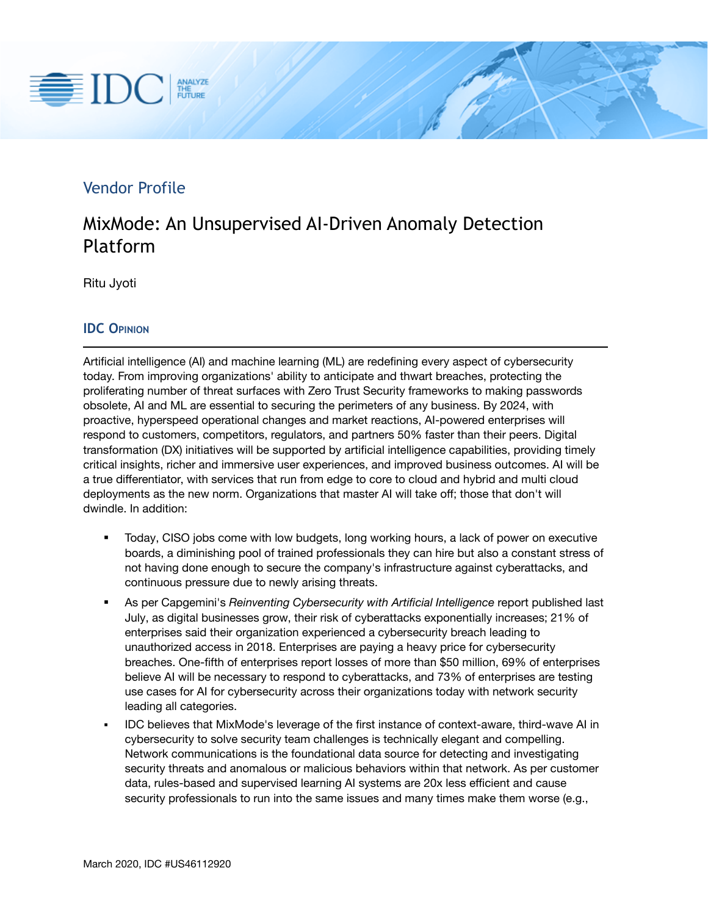Vendor Profile

# MixMode: An Unsupervised AI-Driven Anomaly Detection Platform

Ritu Jyoti

## IDC Opinion

Artificial intelligence (AI) and machine learning (ML) are redefining every aspect of cybersecurity today. From improving organizations' ability to anticipate and thwart breaches, protecting the proliferating number of threat surfaces with Zero Trust Security frameworks to making passwords obsolete, AI and ML are essential to securing the perimeters of any business. By 2024, with proactive, hyperspeed operational changes and market reactions, AI-powered enterprises will respond to customers, competitors, regulators, and partners 50% faster than their peers. Digital transformation (DX) initiatives will be supported by artificial intelligence capabilities, providing timely critical insights, richer and immersive user experiences, and improved business outcomes. AI will be a true differentiator, with services that run from edge to core to cloud and hybrid and multi cloud deployments as the new norm. Organizations that master AI will take off; those that don't will dwindle. In addition:

- Today, CISO jobs come with low budgets, long working hours, a lack of power on executive boards, a diminishing pool of trained professionals they can hire but also a constant stress of not having done enough to secure the company's infrastructure against cyberattacks, and continuous pressure due to newly arising threats.
- As per Capgemini's *Reinventing Cybersecurity with Artificial Intelligence* report published last July, as digital businesses grow, their risk of cyberattacks exponentially increases; 21% of enterprises said their organization experienced a cybersecurity breach leading to unauthorized access in 2018. Enterprises are paying a heavy price for cybersecurity breaches. One-fifth of enterprises report losses of more than $50 million, 69% of enterprises believe AI will be necessary to respond to cyberattacks, and 73% of enterprises are testing use cases for AI for cybersecurity across their organizations today with network security leading all categories.
- IDC believes that MixMode's leverage of the first instance of context-aware, third-wave AI in cybersecurity to solve security team challenges is technically elegant and compelling. Network communications is the foundational data source for detecting and investigating security threats and anomalous or malicious behaviors within that network. As per customer data, rules-based and supervised learning AI systems are 20x less efficient and cause security professionals to run into the same issues and many times make them worse (e.g.,

March 2020, IDC #US46112920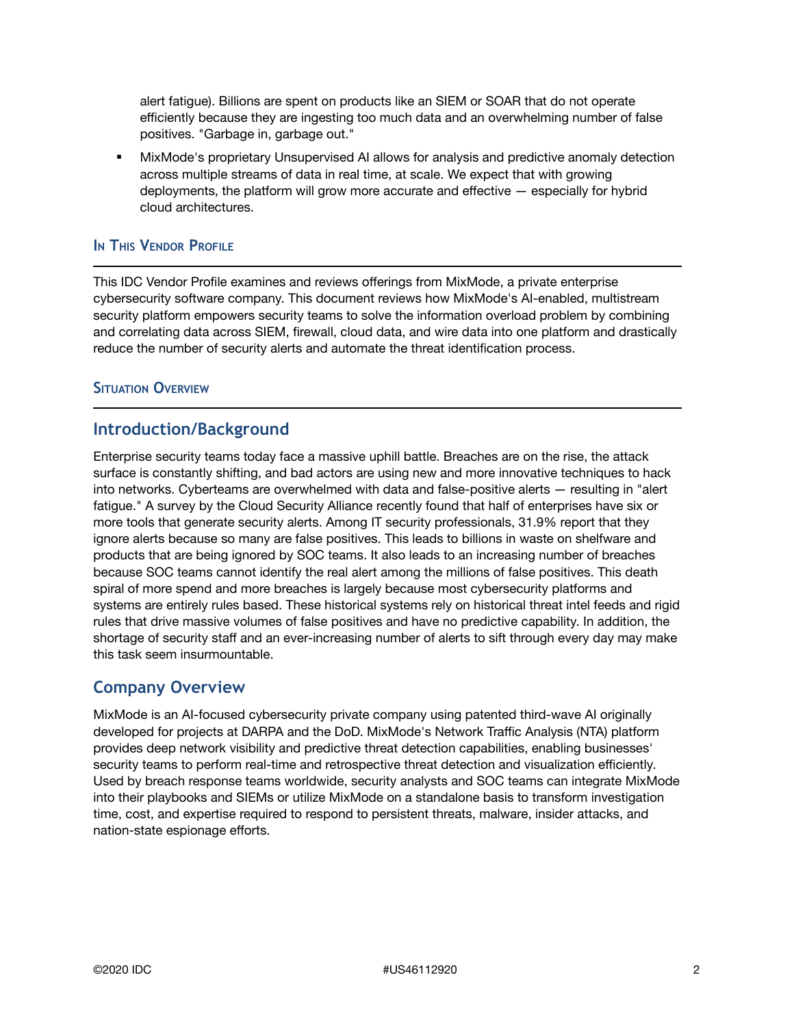alert fatigue). Billions are spent on products like an SIEM or SOAR that do not operate efficiently because they are ingesting too much data and an overwhelming number of false positives. "Garbage in, garbage out."

- MixMode's proprietary Unsupervised AI allows for analysis and predictive anomaly detection across multiple streams of data in real time, at scale. We expect that with growing deployments, the platform will grow more accurate and effective — especially for hybrid cloud architectures.

## IN THIS VENDOR PROFILE

This IDC Vendor Profile examines and reviews offerings from MixMode, a private enterprise cybersecurity software company. This document reviews how MixMode's AI-enabled, multistream security platform empowers security teams to solve the information overload problem by combining and correlating data across SIEM, firewall, cloud data, and wire data into one platform and drastically reduce the number of security alerts and automate the threat identification process.

## SITUATION OVERVIEW

### Introduction/Background

Enterprise security teams today face a massive uphill battle. Breaches are on the rise, the attack surface is constantly shifting, and bad actors are using new and more innovative techniques to hack into networks. Cyberteams are overwhelmed with data and false-positive alerts — resulting in "alert fatigue." A survey by the Cloud Security Alliance recently found that half of enterprises have six or more tools that generate security alerts. Among IT security professionals, 31.9% report that they ignore alerts because so many are false positives. This leads to billions in waste on shelfware and products that are being ignored by SOC teams. It also leads to an increasing number of breaches because SOC teams cannot identify the real alert among the millions of false positives. This death spiral of more spend and more breaches is largely because most cybersecurity platforms and systems are entirely rules based. These historical systems rely on historical threat intel feeds and rigid rules that drive massive volumes of false positives and have no predictive capability. In addition, the shortage of security staff and an ever-increasing number of alerts to sift through every day may make this task seem insurmountable.

### Company Overview

MixMode is an AI-focused cybersecurity private company using patented third-wave AI originally developed for projects at DARPA and the DoD. MixMode's Network Traffic Analysis (NTA) platform provides deep network visibility and predictive threat detection capabilities, enabling businesses' security teams to perform real-time and retrospective threat detection and visualization efficiently. Used by breach response teams worldwide, security analysts and SOC teams can integrate MixMode into their playbooks and SIEMs or utilize MixMode on a standalone basis to transform investigation time, cost, and expertise required to respond to persistent threats, malware, insider attacks, and nation-state espionage efforts.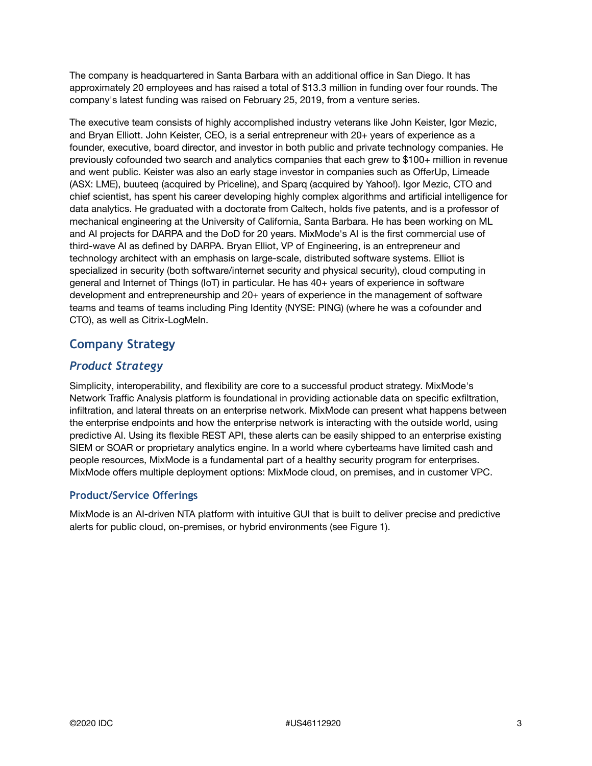The company is headquartered in Santa Barbara with an additional office in San Diego. It has approximately 20 employees and has raised a total of $13.3 million in funding over four rounds. The company's latest funding was raised on February 25, 2019, from a venture series.

The executive team consists of highly accomplished industry veterans like John Keister, Igor Mezic, and Bryan Elliott. John Keister, CEO, is a serial entrepreneur with 20+ years of experience as a founder, executive, board director, and investor in both public and private technology companies. He previously cofounded two search and analytics companies that each grew to $100+ million in revenue and went public. Keister was also an early stage investor in companies such as OfferUp, Limeade (ASX: LME), buuteeq (acquired by Priceline), and Sparq (acquired by Yahoo!). Igor Mezic, CTO and chief scientist, has spent his career developing highly complex algorithms and artificial intelligence for data analytics. He graduated with a doctorate from Caltech, holds five patents, and is a professor of mechanical engineering at the University of California, Santa Barbara. He has been working on ML and AI projects for DARPA and the DoD for 20 years. MixMode's AI is the first commercial use of third-wave AI as defined by DARPA. Bryan Elliot, VP of Engineering, is an entrepreneur and technology architect with an emphasis on large-scale, distributed software systems. Elliot is specialized in security (both software/internet security and physical security), cloud computing in general and Internet of Things (IoT) in particular. He has 40+ years of experience in software development and entrepreneurship and 20+ years of experience in the management of software teams and teams of teams including Ping Identity (NYSE: PING) (where he was a cofounder and CTO), as well as Citrix-LogMeIn.

## Company Strategy

### *Product Strategy*

Simplicity, interoperability, and flexibility are core to a successful product strategy. MixMode's Network Traffic Analysis platform is foundational in providing actionable data on specific exfiltration, infiltration, and lateral threats on an enterprise network. MixMode can present what happens between the enterprise endpoints and how the enterprise network is interacting with the outside world, using predictive AI. Using its flexible REST API, these alerts can be easily shipped to an enterprise existing SIEM or SOAR or proprietary analytics engine. In a world where cyberteams have limited cash and people resources, MixMode is a fundamental part of a healthy security program for enterprises. MixMode offers multiple deployment options: MixMode cloud, on premises, and in customer VPC.

#### Product/Service Offerings

MixMode is an AI-driven NTA platform with intuitive GUI that is built to deliver precise and predictive alerts for public cloud, on-premises, or hybrid environments (see Figure 1).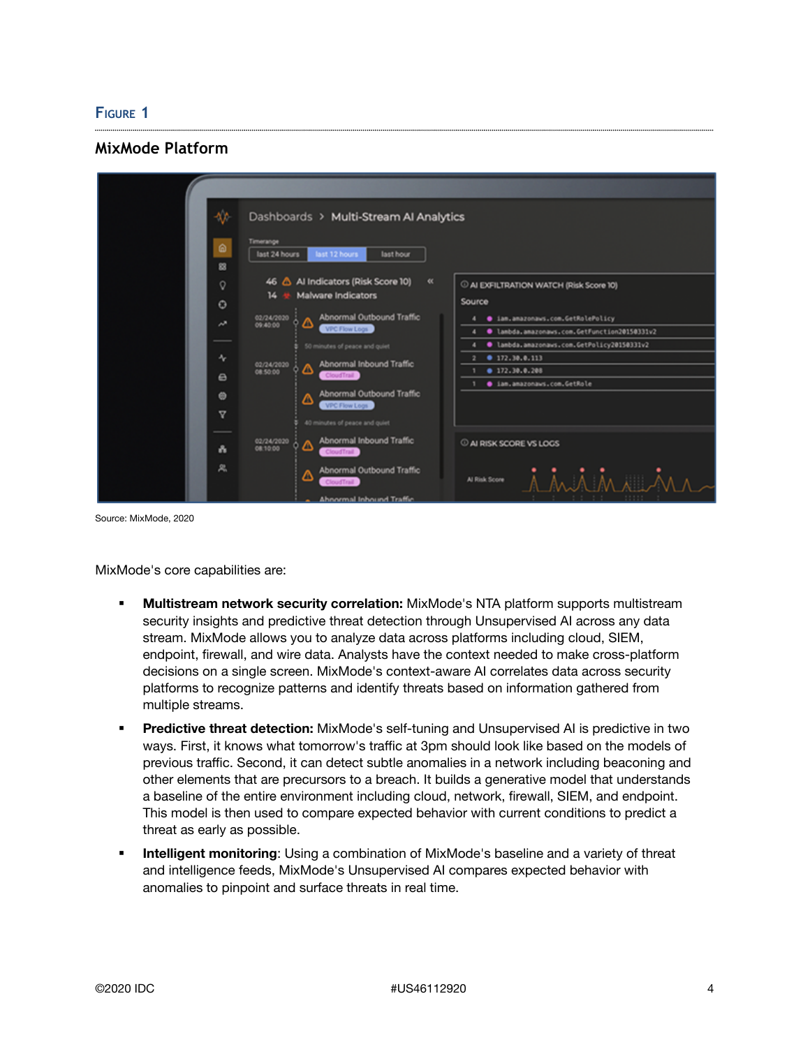## Figure 1

**MixMode Platform**

Source: MixMode, 2020

MixMode's core capabilities are:

- **Multistream network security correlation:** MixMode's NTA platform supports multistream security insights and predictive threat detection through Unsupervised AI across any data stream. MixMode allows you to analyze data across platforms including cloud, SIEM, endpoint, firewall, and wire data. Analysts have the context needed to make cross-platform decisions on a single screen. MixMode's context-aware AI correlates data across security platforms to recognize patterns and identify threats based on information gathered from multiple streams.
- **Predictive threat detection:** MixMode's self-tuning and Unsupervised AI is predictive in two ways. First, it knows what tomorrow's traffic at 3pm should look like based on the models of previous traffic. Second, it can detect subtle anomalies in a network including beaconing and other elements that are precursors to a breach. It builds a generative model that understands a baseline of the entire environment including cloud, network, firewall, SIEM, and endpoint. This model is then used to compare expected behavior with current conditions to predict a threat as early as possible.
- **Intelligent monitoring**: Using a combination of MixMode's baseline and a variety of threat and intelligence feeds, MixMode's Unsupervised AI compares expected behavior with anomalies to pinpoint and surface threats in real time.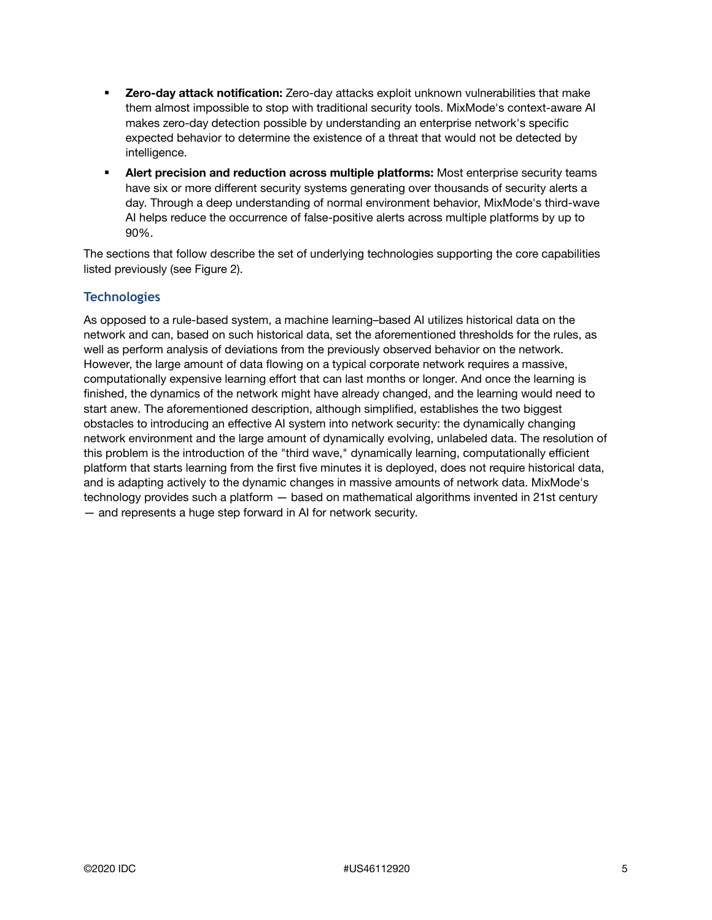- **Zero-day attack notification:** Zero-day attacks exploit unknown vulnerabilities that make them almost impossible to stop with traditional security tools. MixMode's context-aware AI makes zero-day detection possible by understanding an enterprise network's specific expected behavior to determine the existence of a threat that would not be detected by intelligence.
- **Alert precision and reduction across multiple platforms:** Most enterprise security teams have six or more different security systems generating over thousands of security alerts a day. Through a deep understanding of normal environment behavior, MixMode's third-wave AI helps reduce the occurrence of false-positive alerts across multiple platforms by up to 90%.

The sections that follow describe the set of underlying technologies supporting the core capabilities listed previously (see Figure 2).

## Technologies

As opposed to a rule-based system, a machine learning–based AI utilizes historical data on the network and can, based on such historical data, set the aforementioned thresholds for the rules, as well as perform analysis of deviations from the previously observed behavior on the network. However, the large amount of data flowing on a typical corporate network requires a massive, computationally expensive learning effort that can last months or longer. And once the learning is finished, the dynamics of the network might have already changed, and the learning would need to start anew. The aforementioned description, although simplified, establishes the two biggest obstacles to introducing an effective AI system into network security: the dynamically changing network environment and the large amount of dynamically evolving, unlabeled data. The resolution of this problem is the introduction of the "third wave," dynamically learning, computationally efficient platform that starts learning from the first five minutes it is deployed, does not require historical data, and is adapting actively to the dynamic changes in massive amounts of network data. MixMode's technology provides such a platform — based on mathematical algorithms invented in 21st century — and represents a huge step forward in AI for network security.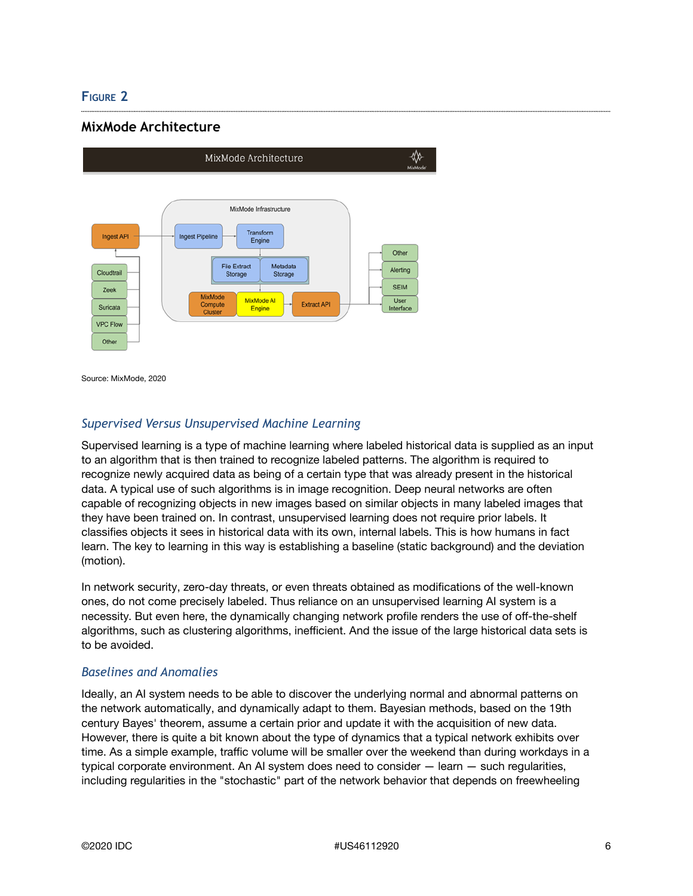## Figure 2

### MixMode Architecture

Source: MixMode, 2020

### *Supervised Versus Unsupervised Machine Learning*

Supervised learning is a type of machine learning where labeled historical data is supplied as an input to an algorithm that is then trained to recognize labeled patterns. The algorithm is required to recognize newly acquired data as being of a certain type that was already present in the historical data. A typical use of such algorithms is in image recognition. Deep neural networks are often capable of recognizing objects in new images based on similar objects in many labeled images that they have been trained on. In contrast, unsupervised learning does not require prior labels. It classifies objects it sees in historical data with its own, internal labels. This is how humans in fact learn. The key to learning in this way is establishing a baseline (static background) and the deviation (motion).

In network security, zero-day threats, or even threats obtained as modifications of the well-known ones, do not come precisely labeled. Thus reliance on an unsupervised learning AI system is a necessity. But even here, the dynamically changing network profile renders the use of off-the-shelf algorithms, such as clustering algorithms, inefficient. And the issue of the large historical data sets is to be avoided.

### *Baselines and Anomalies*

Ideally, an AI system needs to be able to discover the underlying normal and abnormal patterns on the network automatically, and dynamically adapt to them. Bayesian methods, based on the 19th century Bayes' theorem, assume a certain prior and update it with the acquisition of new data. However, there is quite a bit known about the type of dynamics that a typical network exhibits over time. As a simple example, traffic volume will be smaller over the weekend than during workdays in a typical corporate environment. An AI system does need to consider — learn — such regularities, including regularities in the "stochastic" part of the network behavior that depends on freewheeling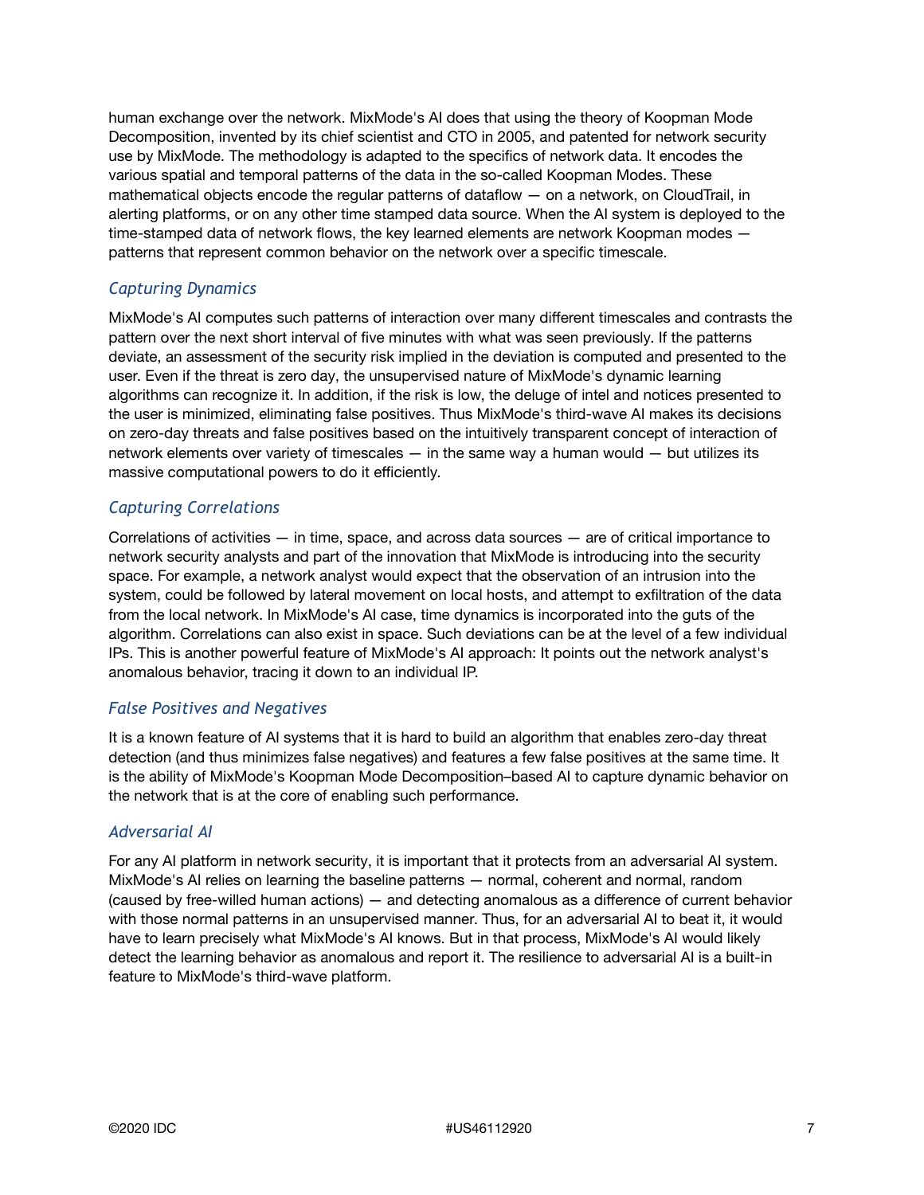human exchange over the network. MixMode's AI does that using the theory of Koopman Mode Decomposition, invented by its chief scientist and CTO in 2005, and patented for network security use by MixMode. The methodology is adapted to the specifics of network data. It encodes the various spatial and temporal patterns of the data in the so-called Koopman Modes. These mathematical objects encode the regular patterns of dataflow — on a network, on CloudTrail, in alerting platforms, or on any other time stamped data source. When the AI system is deployed to the time-stamped data of network flows, the key learned elements are network Koopman modes — patterns that represent common behavior on the network over a specific timescale.

### *Capturing Dynamics*

MixMode's AI computes such patterns of interaction over many different timescales and contrasts the pattern over the next short interval of five minutes with what was seen previously. If the patterns deviate, an assessment of the security risk implied in the deviation is computed and presented to the user. Even if the threat is zero day, the unsupervised nature of MixMode's dynamic learning algorithms can recognize it. In addition, if the risk is low, the deluge of intel and notices presented to the user is minimized, eliminating false positives. Thus MixMode's third-wave AI makes its decisions on zero-day threats and false positives based on the intuitively transparent concept of interaction of network elements over variety of timescales — in the same way a human would — but utilizes its massive computational powers to do it efficiently.

### *Capturing Correlations*

Correlations of activities — in time, space, and across data sources — are of critical importance to network security analysts and part of the innovation that MixMode is introducing into the security space. For example, a network analyst would expect that the observation of an intrusion into the system, could be followed by lateral movement on local hosts, and attempt to exfiltration of the data from the local network. In MixMode's AI case, time dynamics is incorporated into the guts of the algorithm. Correlations can also exist in space. Such deviations can be at the level of a few individual IPs. This is another powerful feature of MixMode's AI approach: It points out the network analyst's anomalous behavior, tracing it down to an individual IP.

### *False Positives and Negatives*

It is a known feature of AI systems that it is hard to build an algorithm that enables zero-day threat detection (and thus minimizes false negatives) and features a few false positives at the same time. It is the ability of MixMode's Koopman Mode Decomposition–based AI to capture dynamic behavior on the network that is at the core of enabling such performance.

### *Adversarial AI*

For any AI platform in network security, it is important that it protects from an adversarial AI system. MixMode's AI relies on learning the baseline patterns — normal, coherent and normal, random (caused by free-willed human actions) — and detecting anomalous as a difference of current behavior with those normal patterns in an unsupervised manner. Thus, for an adversarial AI to beat it, it would have to learn precisely what MixMode's AI knows. But in that process, MixMode's AI would likely detect the learning behavior as anomalous and report it. The resilience to adversarial AI is a built-in feature to MixMode's third-wave platform.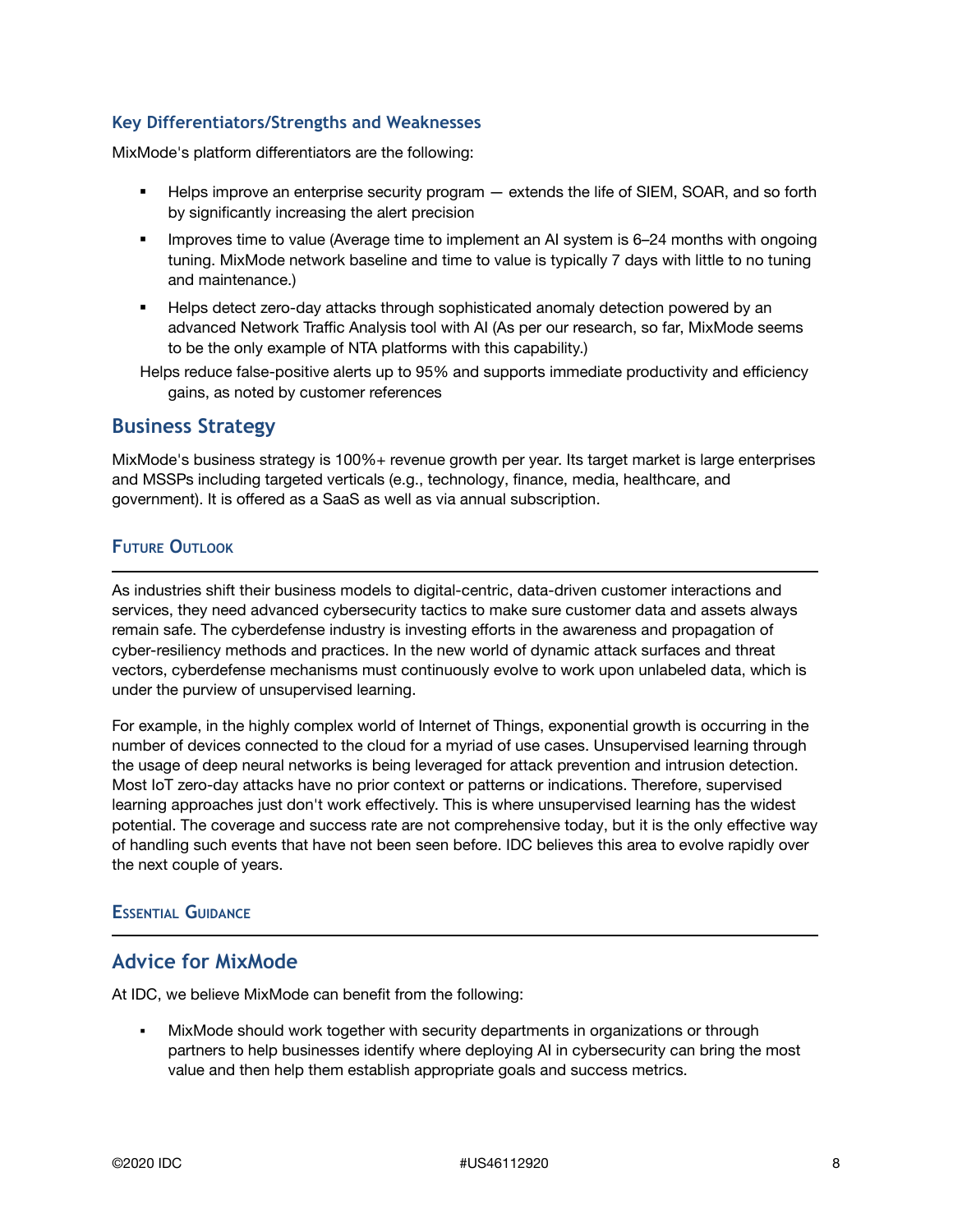### Key Differentiators/Strengths and Weaknesses

MixMode's platform differentiators are the following:

- Helps improve an enterprise security program — extends the life of SIEM, SOAR, and so forth by significantly increasing the alert precision
- Improves time to value (Average time to implement an AI system is 6–24 months with ongoing tuning. MixMode network baseline and time to value is typically 7 days with little to no tuning and maintenance.)
- Helps detect zero-day attacks through sophisticated anomaly detection powered by an advanced Network Traffic Analysis tool with AI (As per our research, so far, MixMode seems to be the only example of NTA platforms with this capability.)

Helps reduce false-positive alerts up to 95% and supports immediate productivity and efficiency gains, as noted by customer references

## Business Strategy

MixMode's business strategy is 100%+ revenue growth per year. Its target market is large enterprises and MSSPs including targeted verticals (e.g., technology, finance, media, healthcare, and government). It is offered as a SaaS as well as via annual subscription.

### Future Outlook

As industries shift their business models to digital-centric, data-driven customer interactions and services, they need advanced cybersecurity tactics to make sure customer data and assets always remain safe. The cyberdefense industry is investing efforts in the awareness and propagation of cyber-resiliency methods and practices. In the new world of dynamic attack surfaces and threat vectors, cyberdefense mechanisms must continuously evolve to work upon unlabeled data, which is under the purview of unsupervised learning.

For example, in the highly complex world of Internet of Things, exponential growth is occurring in the number of devices connected to the cloud for a myriad of use cases. Unsupervised learning through the usage of deep neural networks is being leveraged for attack prevention and intrusion detection. Most IoT zero-day attacks have no prior context or patterns or indications. Therefore, supervised learning approaches just don't work effectively. This is where unsupervised learning has the widest potential. The coverage and success rate are not comprehensive today, but it is the only effective way of handling such events that have not been seen before. IDC believes this area to evolve rapidly over the next couple of years.

### Essential Guidance

## Advice for MixMode

At IDC, we believe MixMode can benefit from the following:

- MixMode should work together with security departments in organizations or through partners to help businesses identify where deploying AI in cybersecurity can bring the most value and then help them establish appropriate goals and success metrics.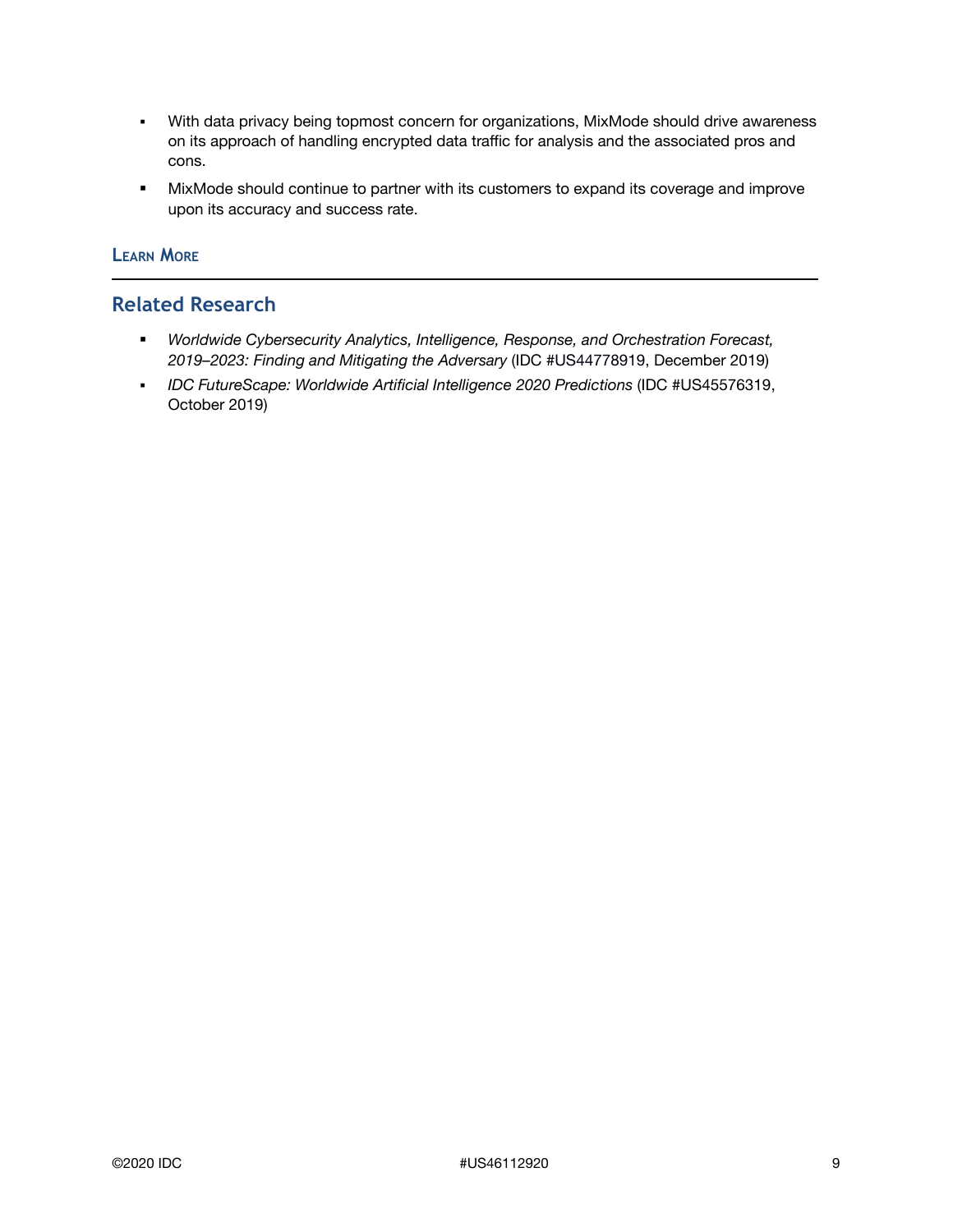- With data privacy being topmost concern for organizations, MixMode should drive awareness on its approach of handling encrypted data traffic for analysis and the associated pros and cons.
- MixMode should continue to partner with its customers to expand its coverage and improve upon its accuracy and success rate.

## LEARN MORE

### Related Research

- *Worldwide Cybersecurity Analytics, Intelligence, Response, and Orchestration Forecast, 2019–2023: Finding and Mitigating the Adversary* (IDC #US44778919, December 2019)
- *IDC FutureScape: Worldwide Artificial Intelligence 2020 Predictions* (IDC #US45576319, October 2019)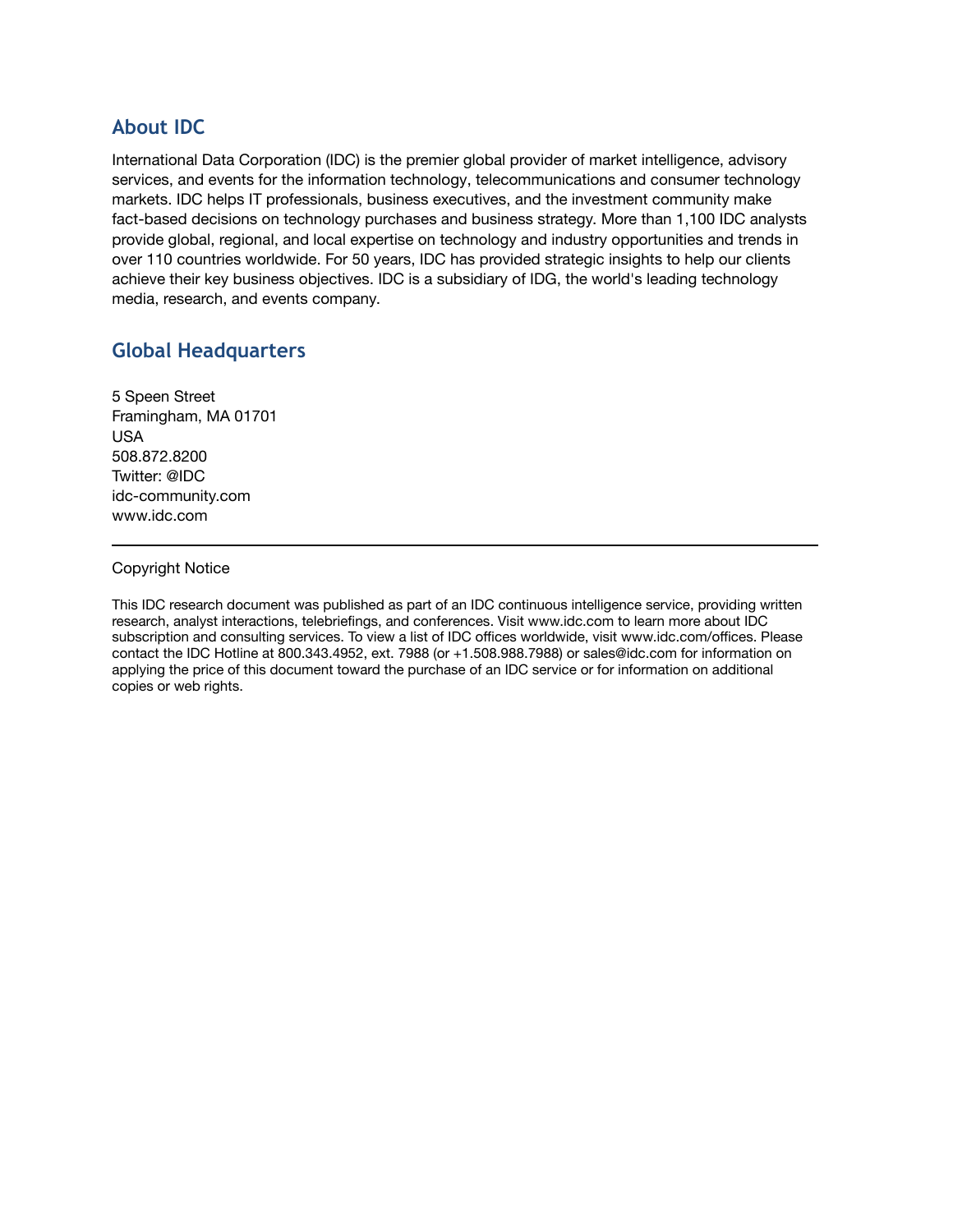## About IDC

International Data Corporation (IDC) is the premier global provider of market intelligence, advisory services, and events for the information technology, telecommunications and consumer technology markets. IDC helps IT professionals, business executives, and the investment community make fact-based decisions on technology purchases and business strategy. More than 1,100 IDC analysts provide global, regional, and local expertise on technology and industry opportunities and trends in over 110 countries worldwide. For 50 years, IDC has provided strategic insights to help our clients achieve their key business objectives. IDC is a subsidiary of IDG, the world's leading technology media, research, and events company.

## Global Headquarters

5 Speen Street
Framingham, MA 01701
USA
508.872.8200
Twitter: @IDC
idc-community.com
www.idc.com

---

Copyright Notice

This IDC research document was published as part of an IDC continuous intelligence service, providing written research, analyst interactions, telebriefings, and conferences. Visit www.idc.com to learn more about IDC subscription and consulting services. To view a list of IDC offices worldwide, visit www.idc.com/offices. Please contact the IDC Hotline at 800.343.4952, ext. 7988 (or +1.508.988.7988) or sales@idc.com for information on applying the price of this document toward the purchase of an IDC service or for information on additional copies or web rights.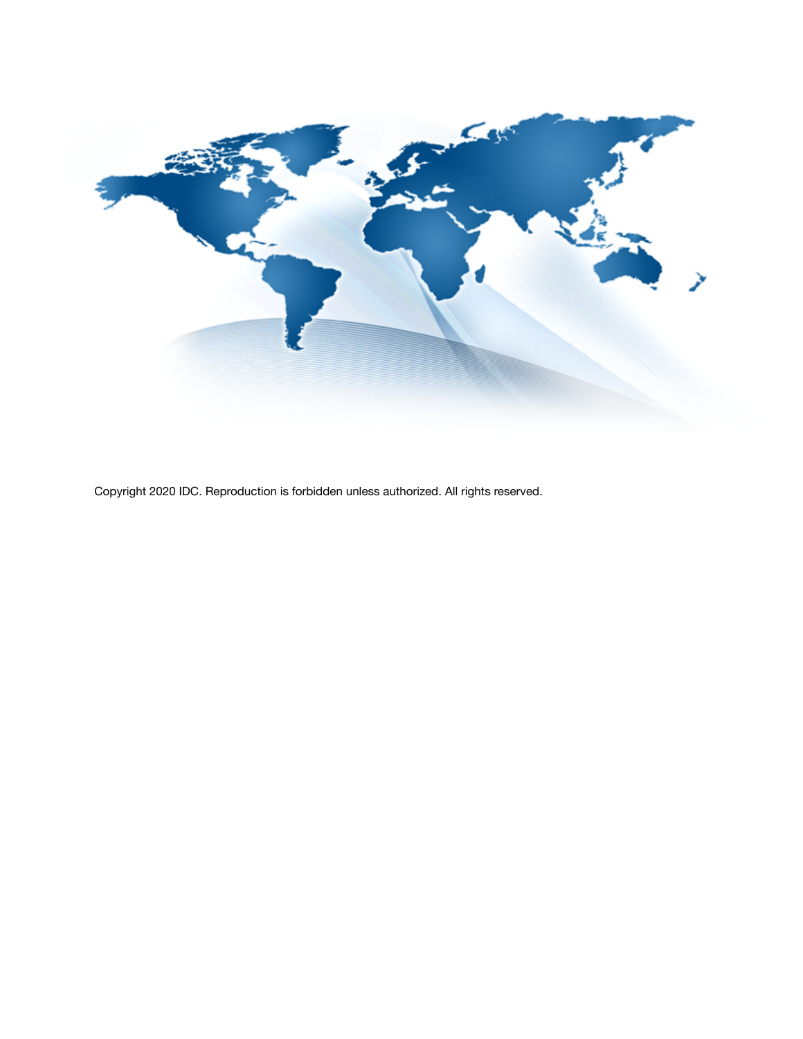Copyright 2020 IDC. Reproduction is forbidden unless authorized. All rights reserved.